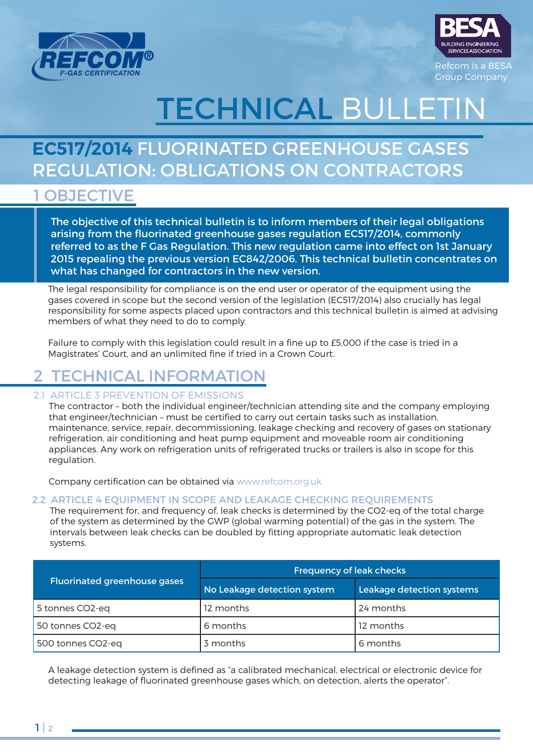REFCOM® F-GAS CERTIFICATION

BESA BUILDING ENGINEERING SERVICES ASSOCIATION

Refcom is a BESA Group Company

# TECHNICAL BULLETIN

## EC517/2014 FLUORINATED GREENHOUSE GASES REGULATION: OBLIGATIONS ON CONTRACTORS

## 1 OBJECTIVE

**The objective of this technical bulletin is to inform members of their legal obligations arising from the fluorinated greenhouse gases regulation EC517/2014, commonly referred to as the F Gas Regulation. This new regulation came into effect on 1st January 2015 repealing the previous version EC842/2006. This technical bulletin concentrates on what has changed for contractors in the new version.**

The legal responsibility for compliance is on the end user or operator of the equipment using the gases covered in scope but the second version of the legislation (EC517/2014) also crucially has legal responsibility for some aspects placed upon contractors and this technical bulletin is aimed at advising members of what they need to do to comply.

Failure to comply with this legislation could result in a fine up to £5,000 if the case is tried in a Magistrates' Court, and an unlimited fine if tried in a Crown Court.

## 2 TECHNICAL INFORMATION

### 2.1 ARTICLE 3 PREVENTION OF EMISSIONS

The contractor – both the individual engineer/technician attending site and the company employing that engineer/technician – must be certified to carry out certain tasks such as installation, maintenance, service, repair, decommissioning, leakage checking and recovery of gases on stationary refrigeration, air conditioning and heat pump equipment and moveable room air conditioning appliances. Any work on refrigeration units of refrigerated trucks or trailers is also in scope for this regulation.

Company certification can be obtained via www.refcom.org.uk

### 2.2 ARTICLE 4 EQUIPMENT IN SCOPE AND LEAKAGE CHECKING REQUIREMENTS

The requirement for, and frequency of, leak checks is determined by the CO2-eq of the total charge of the system as determined by the GWP (global warming potential) of the gas in the system. The intervals between leak checks can be doubled by fitting appropriate automatic leak detection systems.

| Fluorinated greenhouse gases | Frequency of leak checks | |
|---|---|---|
| | No Leakage detection system | Leakage detection systems |
| 5 tonnes CO2-eq | 12 months | 24 months |
| 50 tonnes CO2-eq | 6 months | 12 months |
| 500 tonnes CO2-eq | 3 months | 6 months |

A leakage detection system is defined as "a calibrated mechanical, electrical or electronic device for detecting leakage of fluorinated greenhouse gases which, on detection, alerts the operator".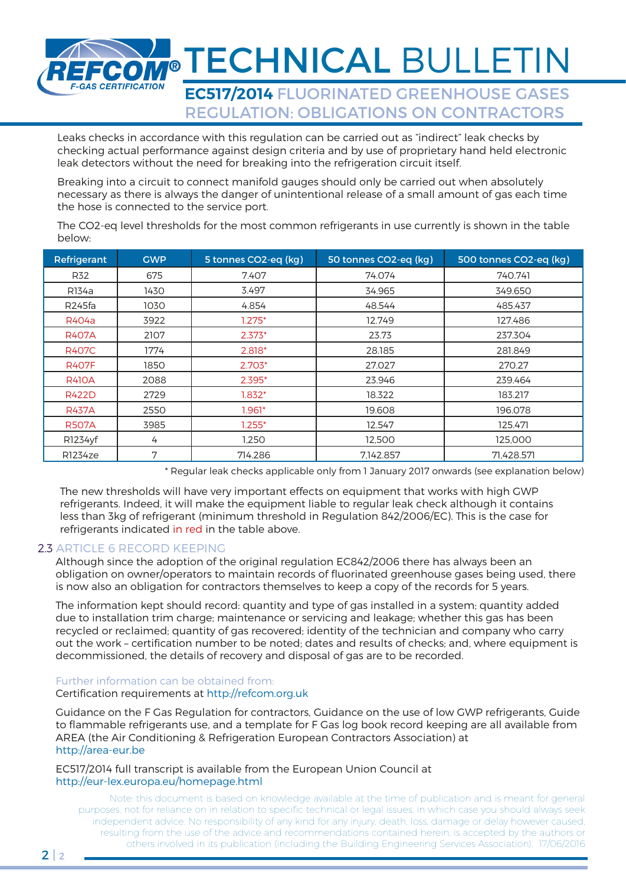# TECHNICAL BULLETIN

## EC517/2014 FLUORINATED GREENHOUSE GASES REGULATION: OBLIGATIONS ON CONTRACTORS

Leaks checks in accordance with this regulation can be carried out as "indirect" leak checks by checking actual performance against design criteria and by use of proprietary hand held electronic leak detectors without the need for breaking into the refrigeration circuit itself.

Breaking into a circuit to connect manifold gauges should only be carried out when absolutely necessary as there is always the danger of unintentional release of a small amount of gas each time the hose is connected to the service port.

The CO2-eq level thresholds for the most common refrigerants in use currently is shown in the table below:

| Refrigerant | GWP | 5 tonnes CO2-eq (kg) | 50 tonnes CO2-eq (kg) | 500 tonnes CO2-eq (kg) |
|---|---|---|---|---|
| R32 | 675 | 7.407 | 74.074 | 740.741 |
| R134a | 1430 | 3.497 | 34.965 | 349.650 |
| R245fa | 1030 | 4.854 | 48.544 | 485.437 |
| R404a | 3922 | 1.275* | 12.749 | 127.486 |
| R407A | 2107 | 2.373* | 23.73 | 237.304 |
| R407C | 1774 | 2.818* | 28.185 | 281.849 |
| R407F | 1850 | 2.703* | 27.027 | 270.27 |
| R410A | 2088 | 2.395* | 23.946 | 239.464 |
| R422D | 2729 | 1.832* | 18.322 | 183.217 |
| R437A | 2550 | 1.961* | 19.608 | 196.078 |
| R507A | 3985 | 1.255* | 12.547 | 125.471 |
| R1234yf | 4 | 1,250 | 12,500 | 125,000 |
| R1234ze | 7 | 714.286 | 7,142.857 | 71,428.571 |

\* Regular leak checks applicable only from 1 January 2017 onwards (see explanation below)

The new thresholds will have very important effects on equipment that works with high GWP refrigerants. Indeed, it will make the equipment liable to regular leak check although it contains less than 3kg of refrigerant (minimum threshold in Regulation 842/2006/EC). This is the case for refrigerants indicated in red in the table above.

### 2.3 ARTICLE 6 RECORD KEEPING

Although since the adoption of the original regulation EC842/2006 there has always been an obligation on owner/operators to maintain records of fluorinated greenhouse gases being used, there is now also an obligation for contractors themselves to keep a copy of the records for 5 years.

The information kept should record: quantity and type of gas installed in a system; quantity added due to installation trim charge; maintenance or servicing and leakage; whether this gas has been recycled or reclaimed; quantity of gas recovered; identity of the technician and company who carry out the work – certification number to be noted; dates and results of checks; and, where equipment is decommissioned, the details of recovery and disposal of gas are to be recorded.

Further information can be obtained from:
Certification requirements at http://refcom.org.uk

Guidance on the F Gas Regulation for contractors, Guidance on the use of low GWP refrigerants, Guide to flammable refrigerants use, and a template for F Gas log book record keeping are all available from AREA (the Air Conditioning & Refrigeration European Contractors Association) at http://area-eur.be

EC517/2014 full transcript is available from the European Union Council at http://eur-lex.europa.eu/homepage.html

Note: this document is based on knowledge available at the time of publication and is meant for general purposes, not for reliance on in relation to specific technical or legal issues, in which case you should always seek independent advice. No responsibility of any kind for any injury, death, loss, damage or delay however caused, resulting from the use of the advice and recommendations contained herein, is accepted by the authors or others involved in its publication (including the Building Engineering Services Association). 17/06/2016